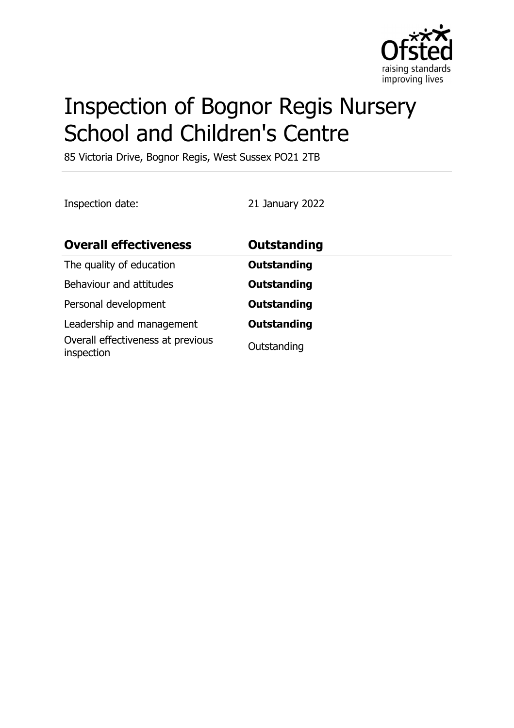# Inspection of Bognor Regis Nursery School and Children's Centre

85 Victoria Drive, Bognor Regis, West Sussex PO21 2TB

Inspection date: 21 January 2022

| **Overall effectiveness** | **Outstanding** |
| --- | --- |
| The quality of education | **Outstanding** |
| Behaviour and attitudes | **Outstanding** |
| Personal development | **Outstanding** |
| Leadership and management | **Outstanding** |
| Overall effectiveness at previous inspection | Outstanding |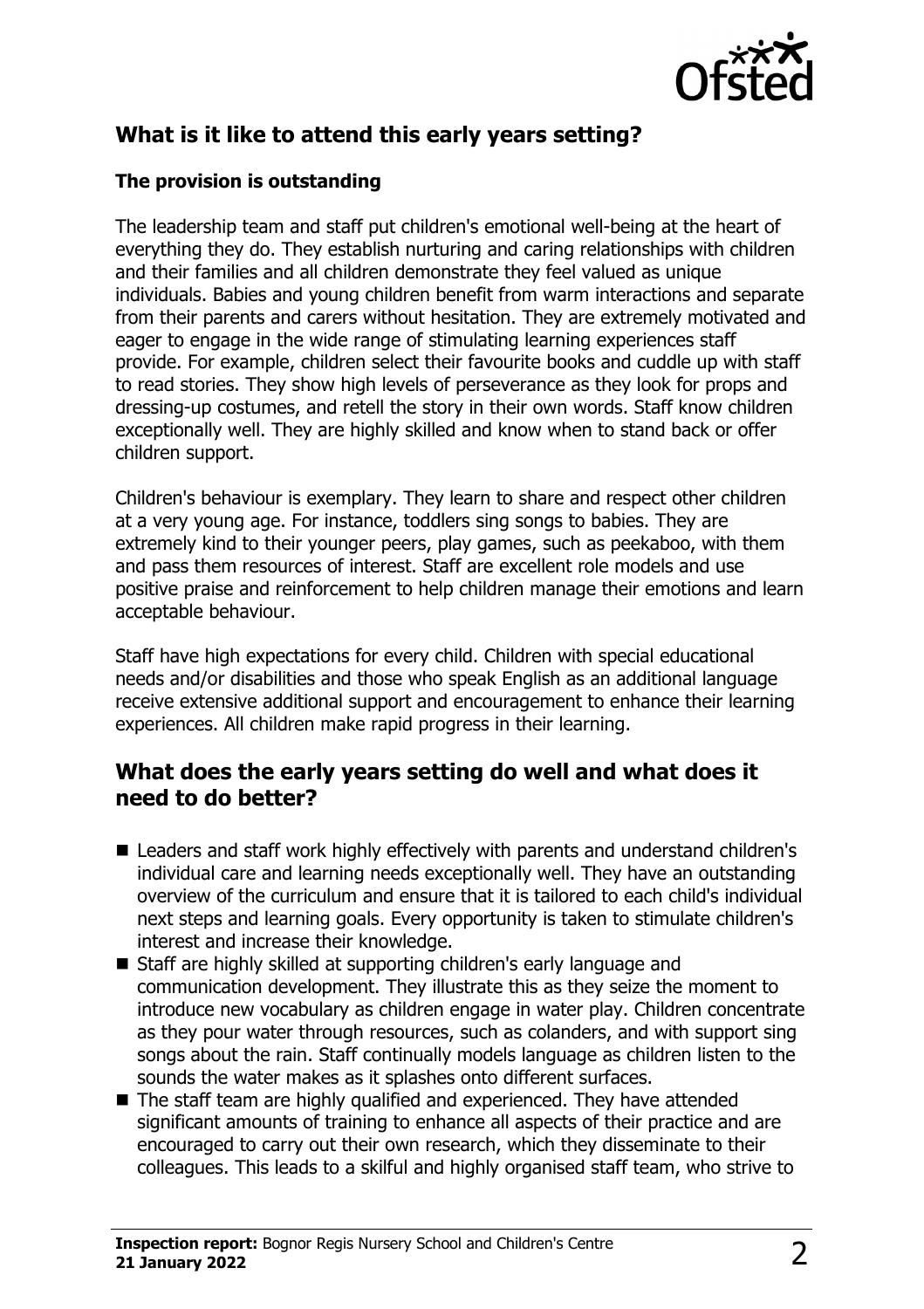## What is it like to attend this early years setting?

### The provision is outstanding

The leadership team and staff put children's emotional well-being at the heart of everything they do. They establish nurturing and caring relationships with children and their families and all children demonstrate they feel valued as unique individuals. Babies and young children benefit from warm interactions and separate from their parents and carers without hesitation. They are extremely motivated and eager to engage in the wide range of stimulating learning experiences staff provide. For example, children select their favourite books and cuddle up with staff to read stories. They show high levels of perseverance as they look for props and dressing-up costumes, and retell the story in their own words. Staff know children exceptionally well. They are highly skilled and know when to stand back or offer children support.

Children's behaviour is exemplary. They learn to share and respect other children at a very young age. For instance, toddlers sing songs to babies. They are extremely kind to their younger peers, play games, such as peekaboo, with them and pass them resources of interest. Staff are excellent role models and use positive praise and reinforcement to help children manage their emotions and learn acceptable behaviour.

Staff have high expectations for every child. Children with special educational needs and/or disabilities and those who speak English as an additional language receive extensive additional support and encouragement to enhance their learning experiences. All children make rapid progress in their learning.

## What does the early years setting do well and what does it need to do better?

- Leaders and staff work highly effectively with parents and understand children's individual care and learning needs exceptionally well. They have an outstanding overview of the curriculum and ensure that it is tailored to each child's individual next steps and learning goals. Every opportunity is taken to stimulate children's interest and increase their knowledge.
- Staff are highly skilled at supporting children's early language and communication development. They illustrate this as they seize the moment to introduce new vocabulary as children engage in water play. Children concentrate as they pour water through resources, such as colanders, and with support sing songs about the rain. Staff continually models language as children listen to the sounds the water makes as it splashes onto different surfaces.
- The staff team are highly qualified and experienced. They have attended significant amounts of training to enhance all aspects of their practice and are encouraged to carry out their own research, which they disseminate to their colleagues. This leads to a skilful and highly organised staff team, who strive to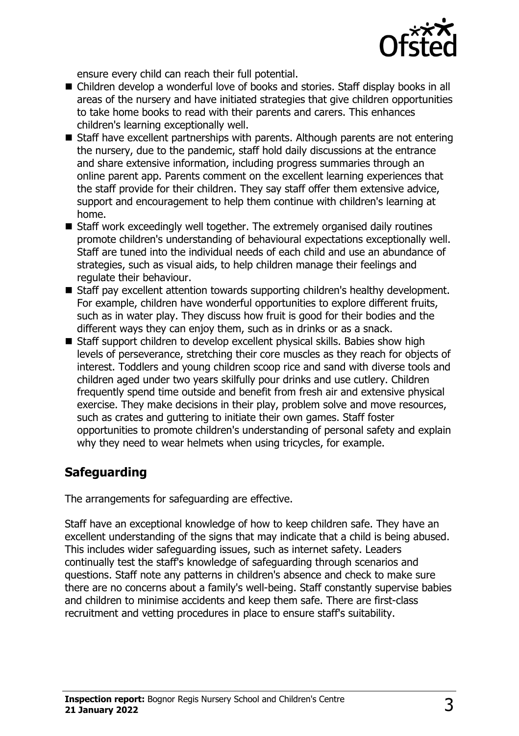ensure every child can reach their full potential.

- Children develop a wonderful love of books and stories. Staff display books in all areas of the nursery and have initiated strategies that give children opportunities to take home books to read with their parents and carers. This enhances children's learning exceptionally well.
- Staff have excellent partnerships with parents. Although parents are not entering the nursery, due to the pandemic, staff hold daily discussions at the entrance and share extensive information, including progress summaries through an online parent app. Parents comment on the excellent learning experiences that the staff provide for their children. They say staff offer them extensive advice, support and encouragement to help them continue with children's learning at home.
- Staff work exceedingly well together. The extremely organised daily routines promote children's understanding of behavioural expectations exceptionally well. Staff are tuned into the individual needs of each child and use an abundance of strategies, such as visual aids, to help children manage their feelings and regulate their behaviour.
- Staff pay excellent attention towards supporting children's healthy development. For example, children have wonderful opportunities to explore different fruits, such as in water play. They discuss how fruit is good for their bodies and the different ways they can enjoy them, such as in drinks or as a snack.
- Staff support children to develop excellent physical skills. Babies show high levels of perseverance, stretching their core muscles as they reach for objects of interest. Toddlers and young children scoop rice and sand with diverse tools and children aged under two years skilfully pour drinks and use cutlery. Children frequently spend time outside and benefit from fresh air and extensive physical exercise. They make decisions in their play, problem solve and move resources, such as crates and guttering to initiate their own games. Staff foster opportunities to promote children's understanding of personal safety and explain why they need to wear helmets when using tricycles, for example.

## Safeguarding

The arrangements for safeguarding are effective.

Staff have an exceptional knowledge of how to keep children safe. They have an excellent understanding of the signs that may indicate that a child is being abused. This includes wider safeguarding issues, such as internet safety. Leaders continually test the staff's knowledge of safeguarding through scenarios and questions. Staff note any patterns in children's absence and check to make sure there are no concerns about a family's well-being. Staff constantly supervise babies and children to minimise accidents and keep them safe. There are first-class recruitment and vetting procedures in place to ensure staff's suitability.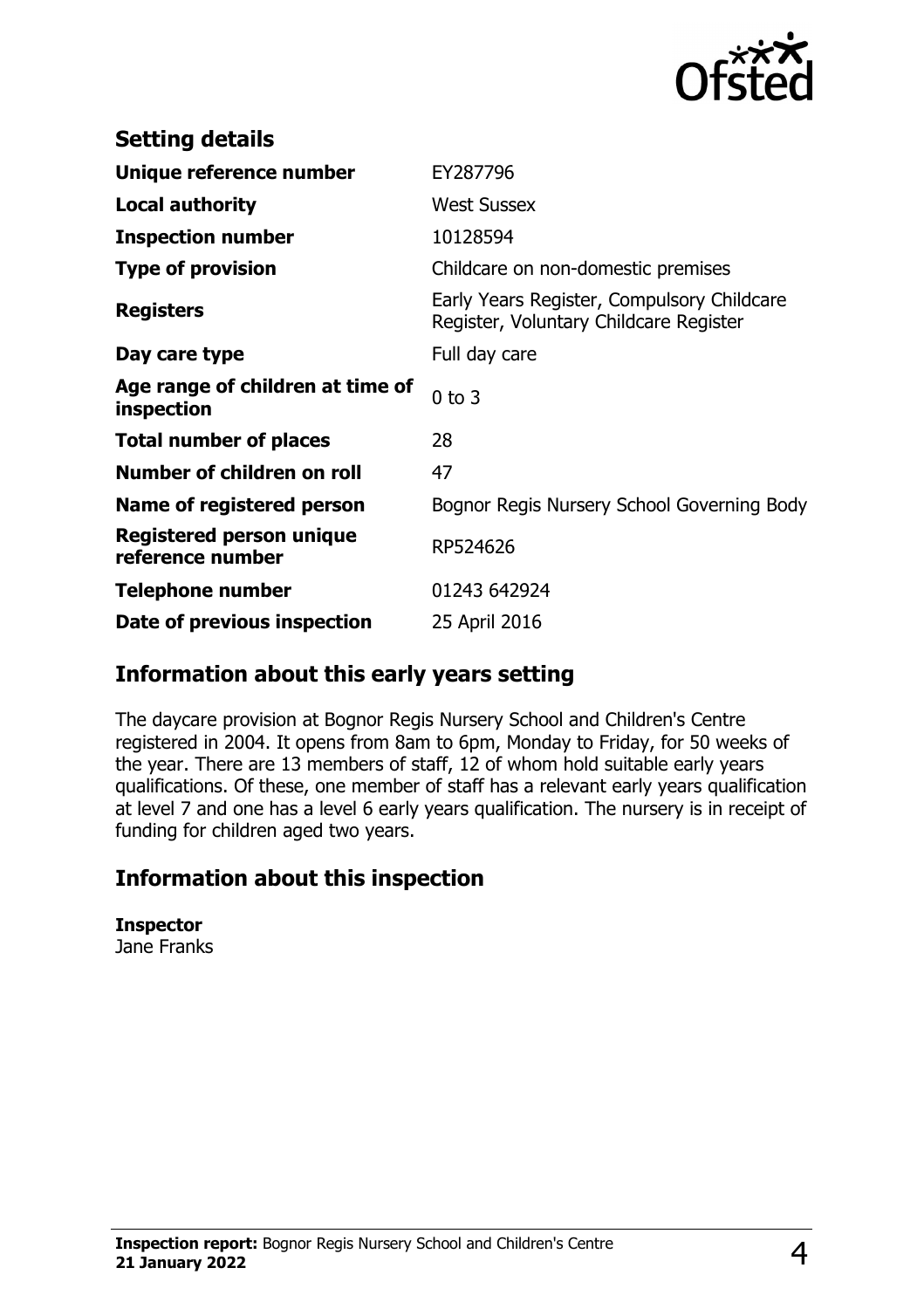## Setting details

| | |
|---|---|
| **Unique reference number** | EY287796 |
| **Local authority** | West Sussex |
| **Inspection number** | 10128594 |
| **Type of provision** | Childcare on non-domestic premises |
| **Registers** | Early Years Register, Compulsory Childcare Register, Voluntary Childcare Register |
| **Day care type** | Full day care |
| **Age range of children at time of inspection** | 0 to 3 |
| **Total number of places** | 28 |
| **Number of children on roll** | 47 |
| **Name of registered person** | Bognor Regis Nursery School Governing Body |
| **Registered person unique reference number** | RP524626 |
| **Telephone number** | 01243 642924 |
| **Date of previous inspection** | 25 April 2016 |

## Information about this early years setting

The daycare provision at Bognor Regis Nursery School and Children's Centre registered in 2004. It opens from 8am to 6pm, Monday to Friday, for 50 weeks of the year. There are 13 members of staff, 12 of whom hold suitable early years qualifications. Of these, one member of staff has a relevant early years qualification at level 7 and one has a level 6 early years qualification. The nursery is in receipt of funding for children aged two years.

## Information about this inspection

**Inspector**
Jane Franks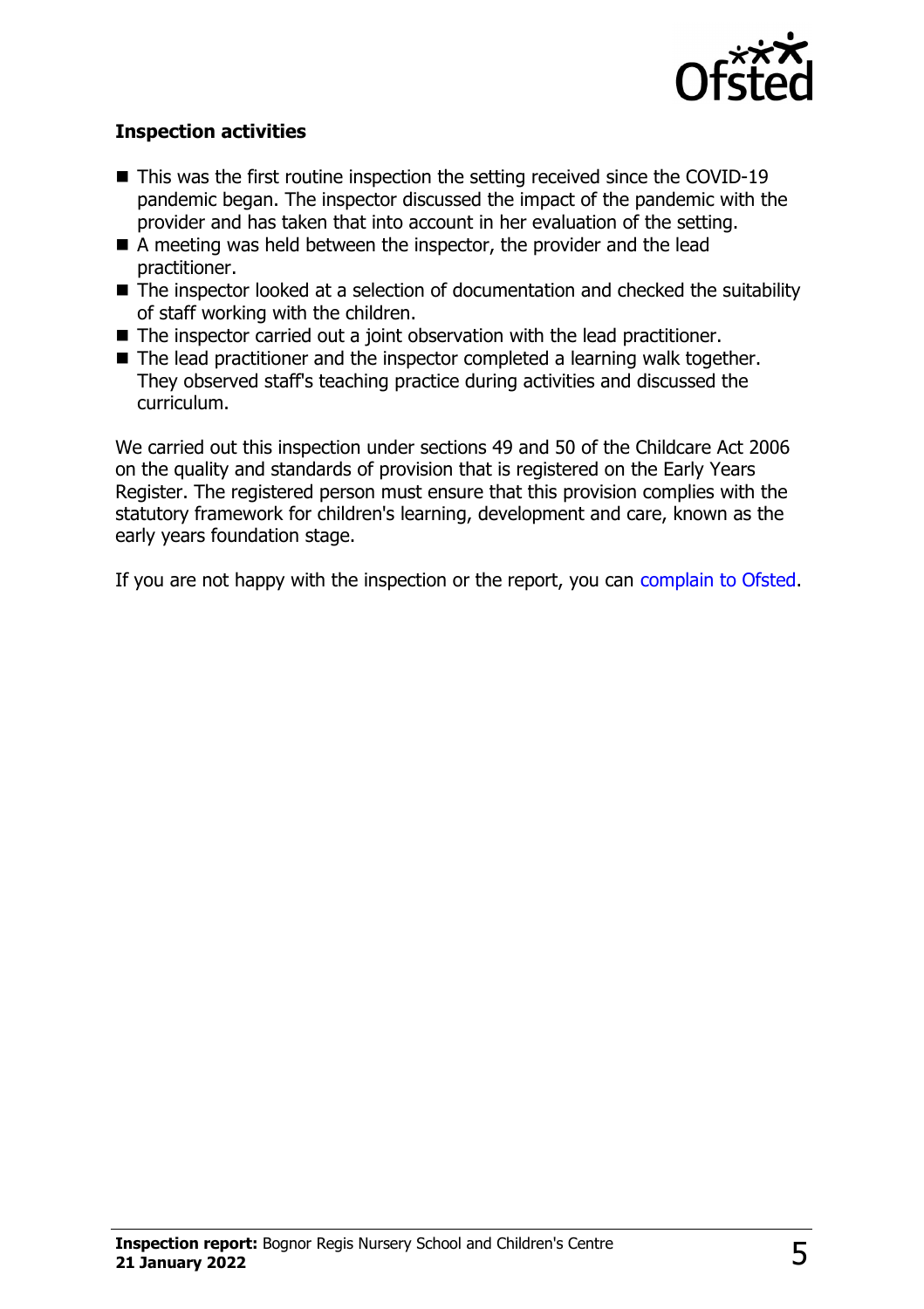## Inspection activities

- This was the first routine inspection the setting received since the COVID-19 pandemic began. The inspector discussed the impact of the pandemic with the provider and has taken that into account in her evaluation of the setting.
- A meeting was held between the inspector, the provider and the lead practitioner.
- The inspector looked at a selection of documentation and checked the suitability of staff working with the children.
- The inspector carried out a joint observation with the lead practitioner.
- The lead practitioner and the inspector completed a learning walk together. They observed staff's teaching practice during activities and discussed the curriculum.

We carried out this inspection under sections 49 and 50 of the Childcare Act 2006 on the quality and standards of provision that is registered on the Early Years Register. The registered person must ensure that this provision complies with the statutory framework for children's learning, development and care, known as the early years foundation stage.

If you are not happy with the inspection or the report, you can complain to Ofsted.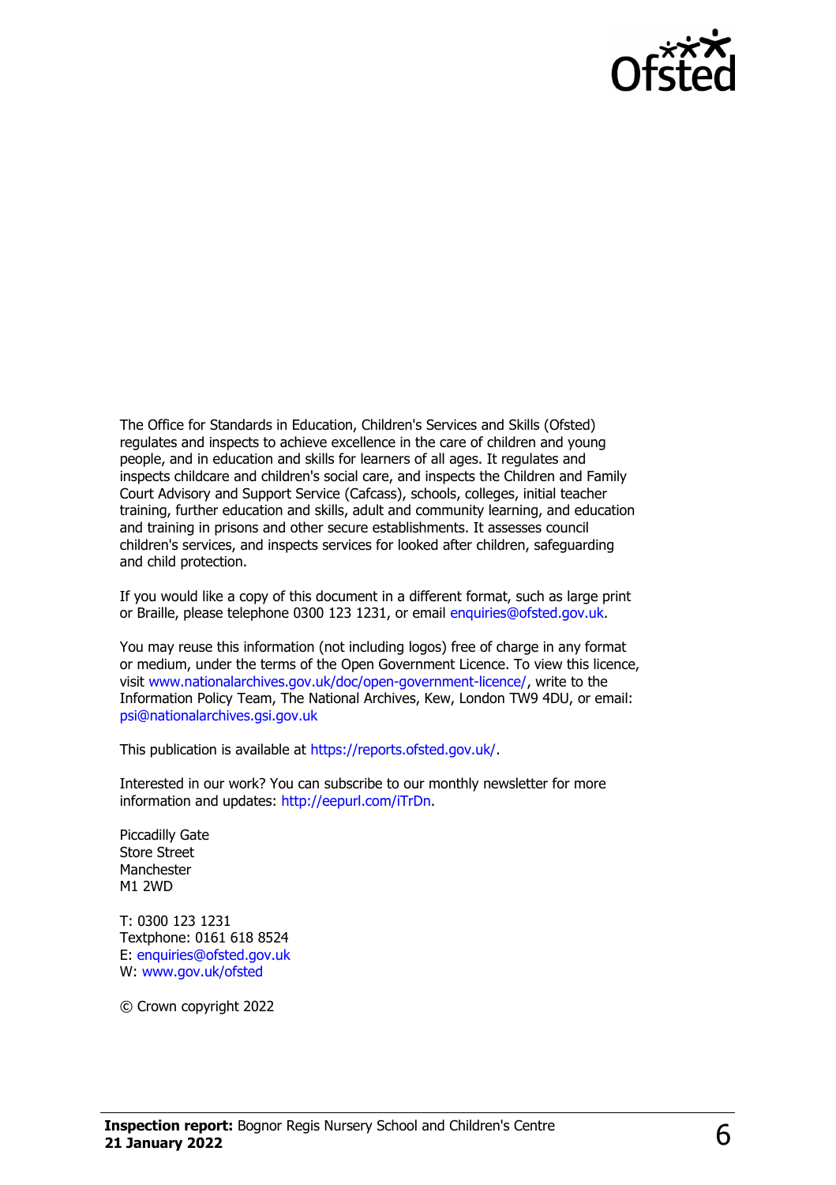The Office for Standards in Education, Children's Services and Skills (Ofsted) regulates and inspects to achieve excellence in the care of children and young people, and in education and skills for learners of all ages. It regulates and inspects childcare and children's social care, and inspects the Children and Family Court Advisory and Support Service (Cafcass), schools, colleges, initial teacher training, further education and skills, adult and community learning, and education and training in prisons and other secure establishments. It assesses council children's services, and inspects services for looked after children, safeguarding and child protection.

If you would like a copy of this document in a different format, such as large print or Braille, please telephone 0300 123 1231, or email enquiries@ofsted.gov.uk.

You may reuse this information (not including logos) free of charge in any format or medium, under the terms of the Open Government Licence. To view this licence, visit www.nationalarchives.gov.uk/doc/open-government-licence/, write to the Information Policy Team, The National Archives, Kew, London TW9 4DU, or email: psi@nationalarchives.gsi.gov.uk

This publication is available at https://reports.ofsted.gov.uk/.

Interested in our work? You can subscribe to our monthly newsletter for more information and updates: http://eepurl.com/iTrDn.

Piccadilly Gate
Store Street
Manchester
M1 2WD

T: 0300 123 1231
Textphone: 0161 618 8524
E: enquiries@ofsted.gov.uk
W: www.gov.uk/ofsted

© Crown copyright 2022